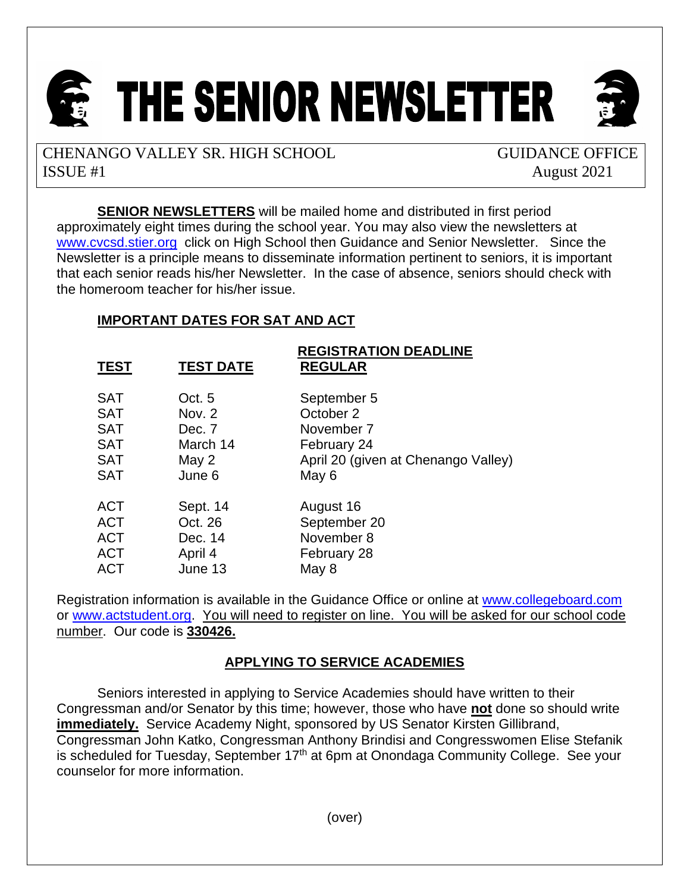# THE SENIOR NEWSLETTER

CHENANGO VALLEY SR. HIGH SCHOOL — GUIDANCE OFFICE
ISSUE #1 — August 2021

**SENIOR NEWSLETTERS** will be mailed home and distributed in first period approximately eight times during the school year. You may also view the newsletters at www.cvcsd.stier.org click on High School then Guidance and Senior Newsletter. Since the Newsletter is a principle means to disseminate information pertinent to seniors, it is important that each senior reads his/her Newsletter. In the case of absence, seniors should check with the homeroom teacher for his/her issue.

## IMPORTANT DATES FOR SAT AND ACT

| TEST | TEST DATE | REGISTRATION DEADLINE REGULAR |
|---|---|---|
| SAT | Oct. 5 | September 5 |
| SAT | Nov. 2 | October 2 |
| SAT | Dec. 7 | November 7 |
| SAT | March 14 | February 24 |
| SAT | May 2 | April 20 (given at Chenango Valley) |
| SAT | June 6 | May 6 |
| ACT | Sept. 14 | August 16 |
| ACT | Oct. 26 | September 20 |
| ACT | Dec. 14 | November 8 |
| ACT | April 4 | February 28 |
| ACT | June 13 | May 8 |

Registration information is available in the Guidance Office or online at www.collegeboard.com or www.actstudent.org. You will need to register on line. You will be asked for our school code number. Our code is **330426.**

## APPLYING TO SERVICE ACADEMIES

Seniors interested in applying to Service Academies should have written to their Congressman and/or Senator by this time; however, those who have **not** done so should write **immediately.** Service Academy Night, sponsored by US Senator Kirsten Gillibrand, Congressman John Katko, Congressman Anthony Brindisi and Congresswomen Elise Stefanik is scheduled for Tuesday, September 17th at 6pm at Onondaga Community College. See your counselor for more information.

(over)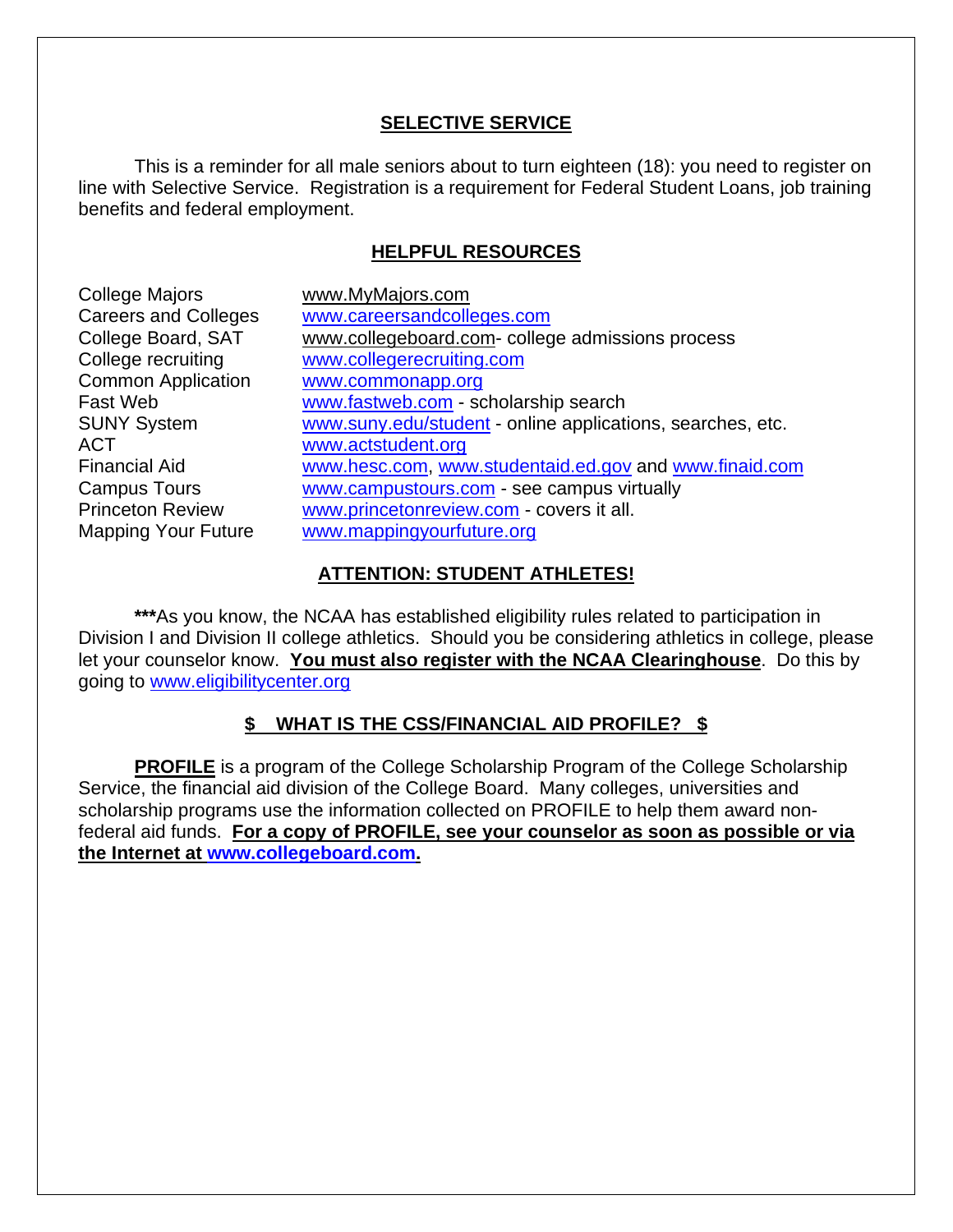## SELECTIVE SERVICE

This is a reminder for all male seniors about to turn eighteen (18): you need to register on line with Selective Service. Registration is a requirement for Federal Student Loans, job training benefits and federal employment.

## HELPFUL RESOURCES

| | |
|---|---|
| College Majors | www.MyMajors.com |
| Careers and Colleges | www.careersandcolleges.com |
| College Board, SAT | www.collegeboard.com- college admissions process |
| College recruiting | www.collegerecruiting.com |
| Common Application | www.commonapp.org |
| Fast Web | www.fastweb.com - scholarship search |
| SUNY System | www.suny.edu/student - online applications, searches, etc. |
| ACT | www.actstudent.org |
| Financial Aid | www.hesc.com, www.studentaid.ed.gov and www.finaid.com |
| Campus Tours | www.campustours.com - see campus virtually |
| Princeton Review | www.princetonreview.com - covers it all. |
| Mapping Your Future | www.mappingyourfuture.org |

## ATTENTION: STUDENT ATHLETES!

*****As you know, the NCAA has established eligibility rules related to participation in Division I and Division II college athletics. Should you be considering athletics in college, please let your counselor know. **You must also register with the NCAA Clearinghouse**. Do this by going to www.eligibilitycenter.org

## $ WHAT IS THE CSS/FINANCIAL AID PROFILE? $

**PROFILE** is a program of the College Scholarship Program of the College Scholarship Service, the financial aid division of the College Board. Many colleges, universities and scholarship programs use the information collected on PROFILE to help them award non-federal aid funds. **For a copy of PROFILE, see your counselor as soon as possible or via the Internet at www.collegeboard.com.**